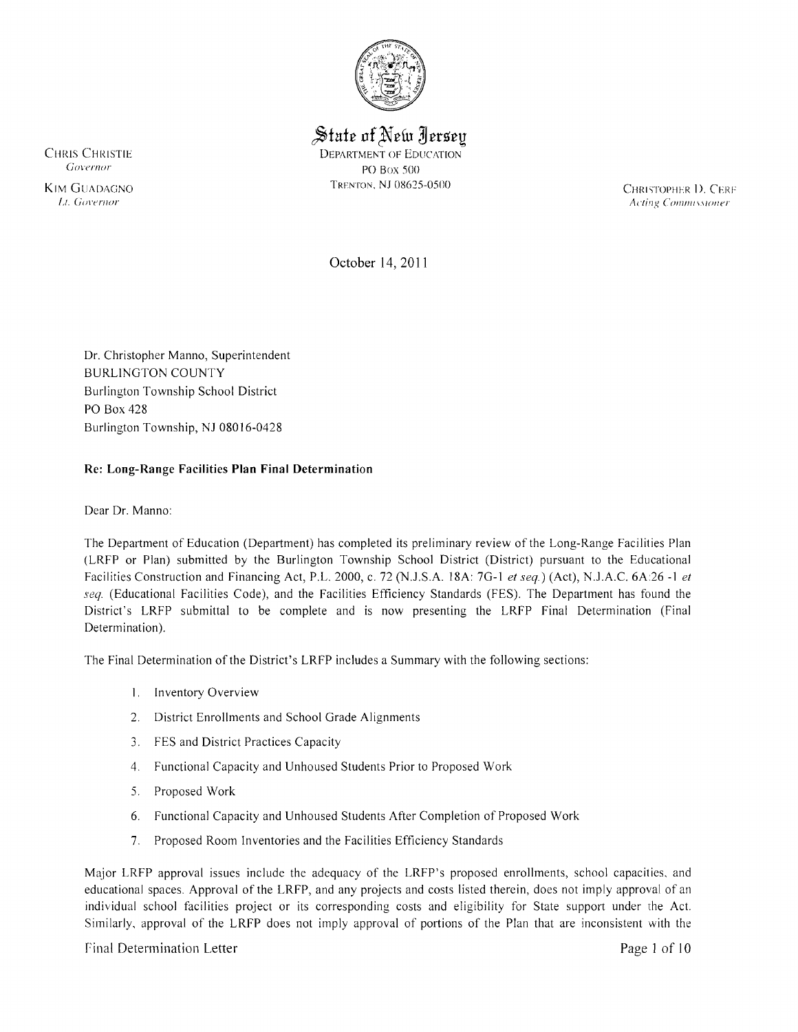State of New Jersey

DEPARTMENT OF EDUCATION
PO BOX 500
TRENTON, NJ 08625-0500

CHRIS CHRISTIE
*Governor*

KIM GUADAGNO
*Lt. Governor*

CHRISTOPHER D. CERF
*Acting Commissioner*

October 14, 2011

Dr. Christopher Manno, Superintendent
BURLINGTON COUNTY
Burlington Township School District
PO Box 428
Burlington Township, NJ 08016-0428

**Re: Long-Range Facilities Plan Final Determination**

Dear Dr. Manno:

The Department of Education (Department) has completed its preliminary review of the Long-Range Facilities Plan (LRFP or Plan) submitted by the Burlington Township School District (District) pursuant to the Educational Facilities Construction and Financing Act, P.L. 2000, c. 72 (N.J.S.A. 18A: 7G-1 *et seq.*) (Act), N.J.A.C. 6A:26 -1 *et seq.* (Educational Facilities Code), and the Facilities Efficiency Standards (FES). The Department has found the District's LRFP submittal to be complete and is now presenting the LRFP Final Determination (Final Determination).

The Final Determination of the District's LRFP includes a Summary with the following sections:

1. Inventory Overview
2. District Enrollments and School Grade Alignments
3. FES and District Practices Capacity
4. Functional Capacity and Unhoused Students Prior to Proposed Work
5. Proposed Work
6. Functional Capacity and Unhoused Students After Completion of Proposed Work
7. Proposed Room Inventories and the Facilities Efficiency Standards

Major LRFP approval issues include the adequacy of the LRFP's proposed enrollments, school capacities, and educational spaces. Approval of the LRFP, and any projects and costs listed therein, does not imply approval of an individual school facilities project or its corresponding costs and eligibility for State support under the Act. Similarly, approval of the LRFP does not imply approval of portions of the Plan that are inconsistent with the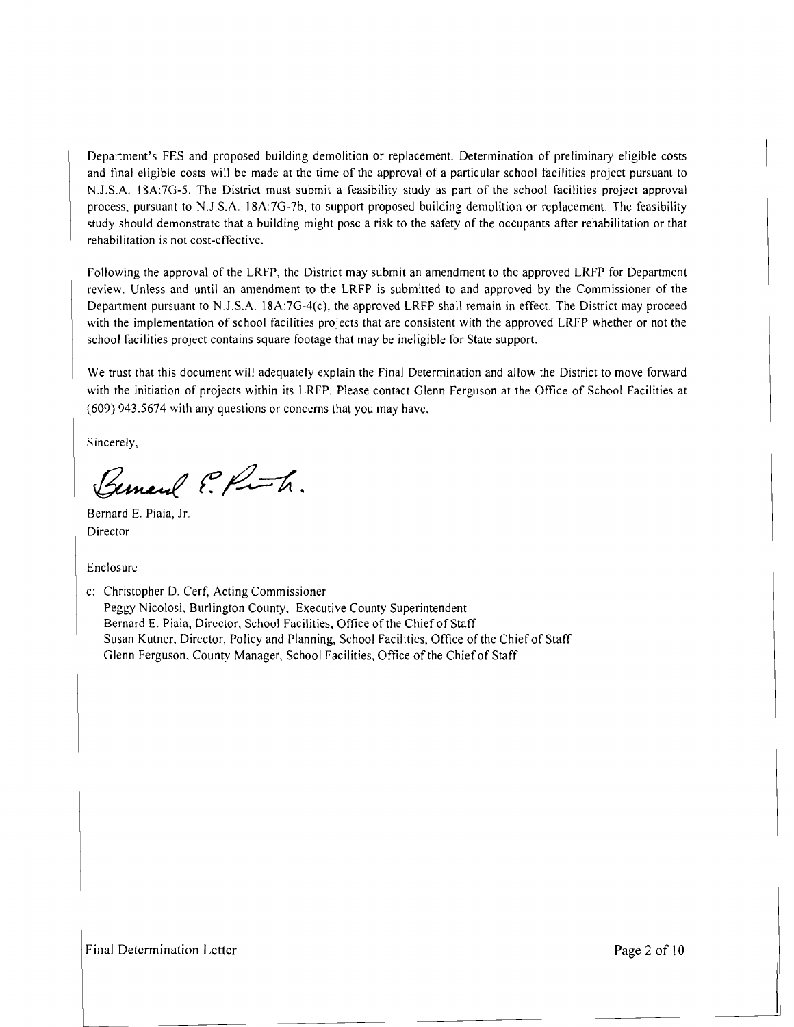Department's FES and proposed building demolition or replacement. Determination of preliminary eligible costs and final eligible costs will be made at the time of the approval of a particular school facilities project pursuant to N.J.S.A. 18A:7G-5. The District must submit a feasibility study as part of the school facilities project approval process, pursuant to N.J.S.A. 18A:7G-7b, to support proposed building demolition or replacement. The feasibility study should demonstrate that a building might pose a risk to the safety of the occupants after rehabilitation or that rehabilitation is not cost-effective.

Following the approval of the LRFP, the District may submit an amendment to the approved LRFP for Department review. Unless and until an amendment to the LRFP is submitted to and approved by the Commissioner of the Department pursuant to N.J.S.A. 18A:7G-4(c), the approved LRFP shall remain in effect. The District may proceed with the implementation of school facilities projects that are consistent with the approved LRFP whether or not the school facilities project contains square footage that may be ineligible for State support.

We trust that this document will adequately explain the Final Determination and allow the District to move forward with the initiation of projects within its LRFP. Please contact Glenn Ferguson at the Office of School Facilities at (609) 943.5674 with any questions or concerns that you may have.

Sincerely,

Bernard E. Piaia, Jr.
Director

Enclosure

c: Christopher D. Cerf, Acting Commissioner
Peggy Nicolosi, Burlington County, Executive County Superintendent
Bernard E. Piaia, Director, School Facilities, Office of the Chief of Staff
Susan Kutner, Director, Policy and Planning, School Facilities, Office of the Chief of Staff
Glenn Ferguson, County Manager, School Facilities, Office of the Chief of Staff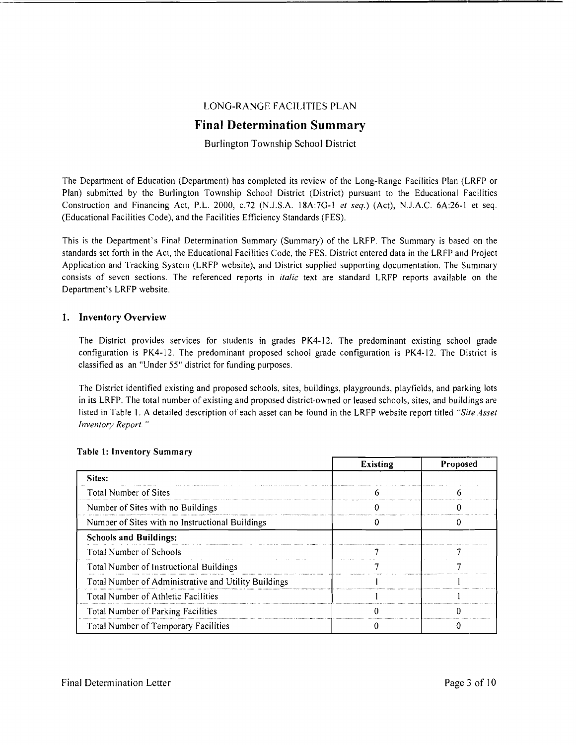LONG-RANGE FACILITIES PLAN

# Final Determination Summary

Burlington Township School District

The Department of Education (Department) has completed its review of the Long-Range Facilities Plan (LRFP or Plan) submitted by the Burlington Township School District (District) pursuant to the Educational Facilities Construction and Financing Act, P.L. 2000, c.72 (N.J.S.A. 18A:7G-1 *et seq.*) (Act), N.J.A.C. 6A:26-1 et seq. (Educational Facilities Code), and the Facilities Efficiency Standards (FES).

This is the Department's Final Determination Summary (Summary) of the LRFP. The Summary is based on the standards set forth in the Act, the Educational Facilities Code, the FES, District entered data in the LRFP and Project Application and Tracking System (LRFP website), and District supplied supporting documentation. The Summary consists of seven sections. The referenced reports in *italic* text are standard LRFP reports available on the Department's LRFP website.

## 1. Inventory Overview

The District provides services for students in grades PK4-12. The predominant existing school grade configuration is PK4-12. The predominant proposed school grade configuration is PK4-12. The District is classified as an "Under 55" district for funding purposes.

The District identified existing and proposed schools, sites, buildings, playgrounds, playfields, and parking lots in its LRFP. The total number of existing and proposed district-owned or leased schools, sites, and buildings are listed in Table 1. A detailed description of each asset can be found in the LRFP website report titled *"Site Asset Inventory Report."*

**Table 1: Inventory Summary**

| | Existing | Proposed |
|---|---|---|
| **Sites:** | | |
| Total Number of Sites | 6 | 6 |
| Number of Sites with no Buildings | 0 | 0 |
| Number of Sites with no Instructional Buildings | 0 | 0 |
| **Schools and Buildings:** | | |
| Total Number of Schools | 7 | 7 |
| Total Number of Instructional Buildings | 7 | 7 |
| Total Number of Administrative and Utility Buildings | 1 | 1 |
| Total Number of Athletic Facilities | 1 | 1 |
| Total Number of Parking Facilities | 0 | 0 |
| Total Number of Temporary Facilities | 0 | 0 |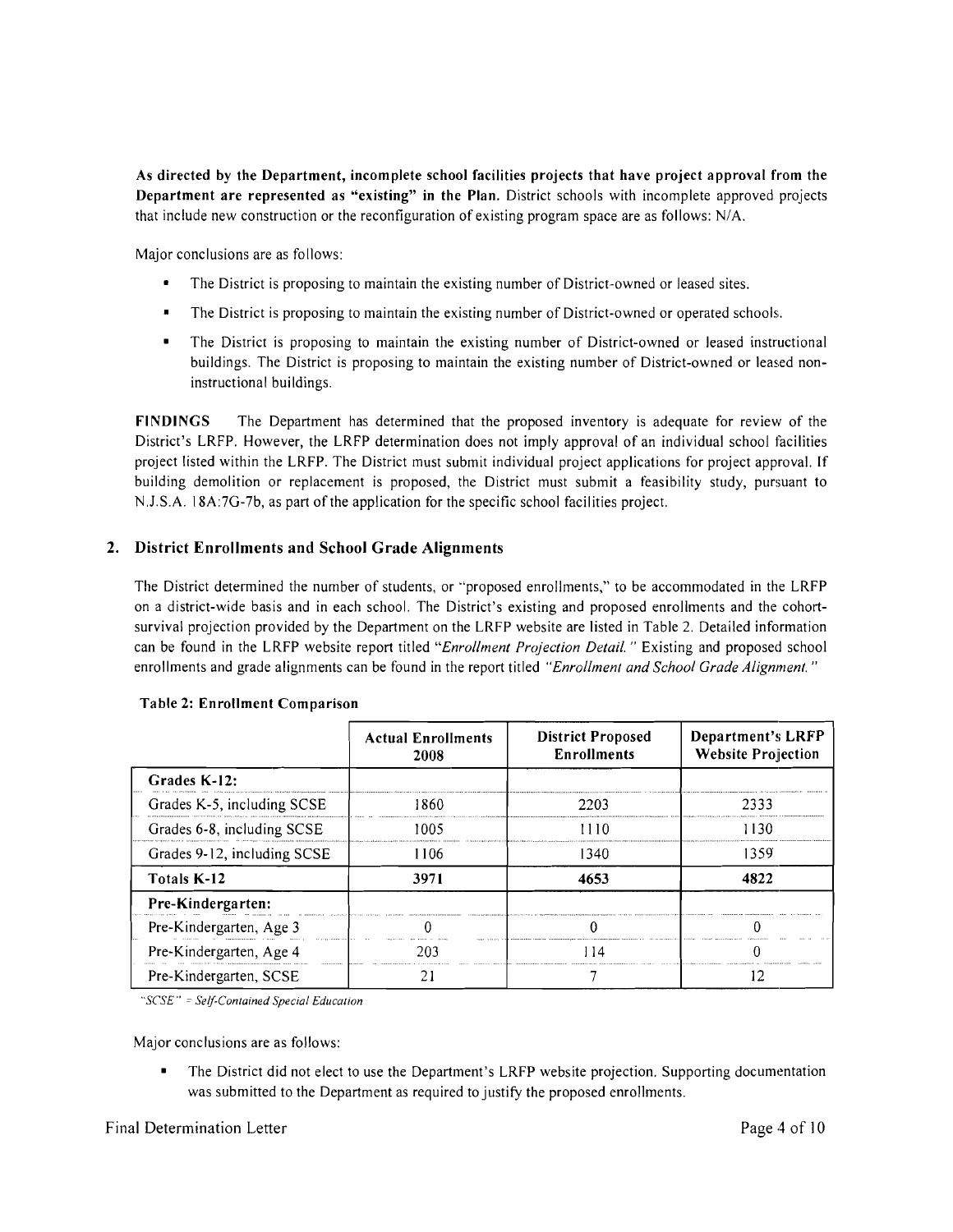**As directed by the Department, incomplete school facilities projects that have project approval from the Department are represented as "existing" in the Plan.** District schools with incomplete approved projects that include new construction or the reconfiguration of existing program space are as follows: N/A.

Major conclusions are as follows:

- The District is proposing to maintain the existing number of District-owned or leased sites.
- The District is proposing to maintain the existing number of District-owned or operated schools.
- The District is proposing to maintain the existing number of District-owned or leased instructional buildings. The District is proposing to maintain the existing number of District-owned or leased non-instructional buildings.

**FINDINGS** The Department has determined that the proposed inventory is adequate for review of the District's LRFP. However, the LRFP determination does not imply approval of an individual school facilities project listed within the LRFP. The District must submit individual project applications for project approval. If building demolition or replacement is proposed, the District must submit a feasibility study, pursuant to N.J.S.A. 18A:7G-7b, as part of the application for the specific school facilities project.

## 2. District Enrollments and School Grade Alignments

The District determined the number of students, or "proposed enrollments," to be accommodated in the LRFP on a district-wide basis and in each school. The District's existing and proposed enrollments and the cohort-survival projection provided by the Department on the LRFP website are listed in Table 2. Detailed information can be found in the LRFP website report titled *"Enrollment Projection Detail."* Existing and proposed school enrollments and grade alignments can be found in the report titled *"Enrollment and School Grade Alignment."*

**Table 2: Enrollment Comparison**

| | Actual Enrollments 2008 | District Proposed Enrollments | Department's LRFP Website Projection |
|---|---|---|---|
| **Grades K-12:** | | | |
| Grades K-5, including SCSE | 1860 | 2203 | 2333 |
| Grades 6-8, including SCSE | 1005 | 1110 | 1130 |
| Grades 9-12, including SCSE | 1106 | 1340 | 1359 |
| **Totals K-12** | **3971** | **4653** | **4822** |
| **Pre-Kindergarten:** | | | |
| Pre-Kindergarten, Age 3 | 0 | 0 | 0 |
| Pre-Kindergarten, Age 4 | 203 | 114 | 0 |
| Pre-Kindergarten, SCSE | 21 | 7 | 12 |

*"SCSE" = Self-Contained Special Education*

Major conclusions are as follows:

- The District did not elect to use the Department's LRFP website projection. Supporting documentation was submitted to the Department as required to justify the proposed enrollments.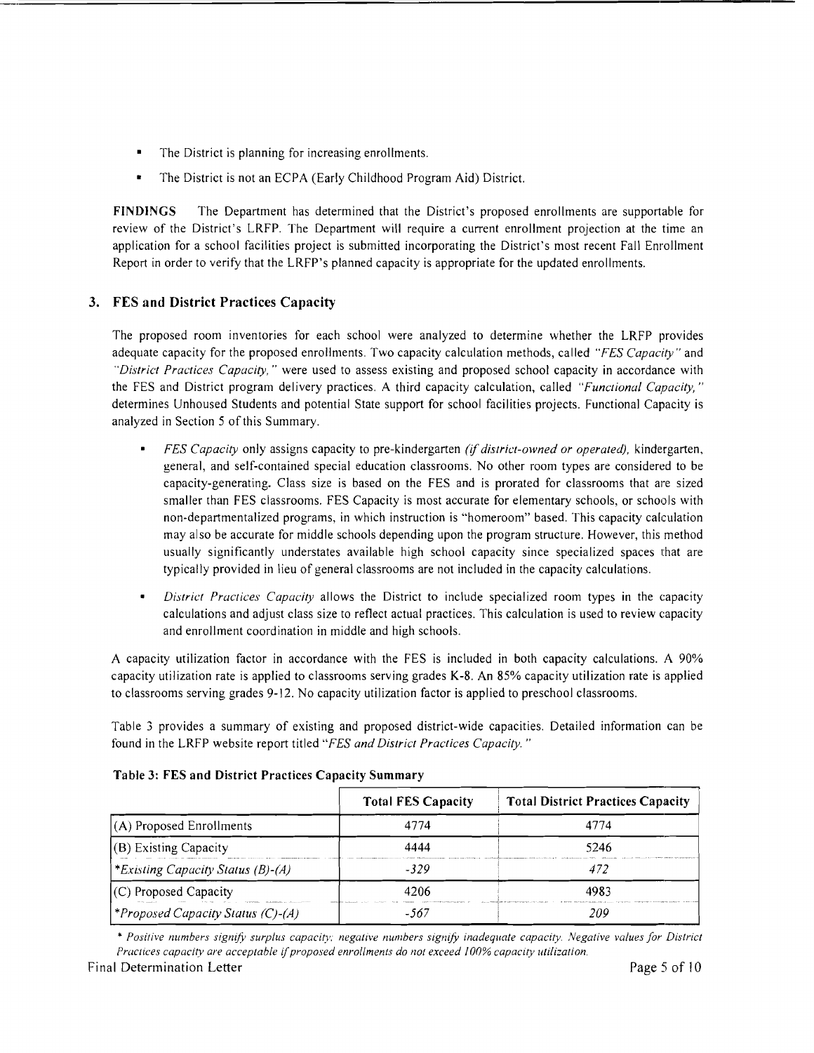- The District is planning for increasing enrollments.
- The District is not an ECPA (Early Childhood Program Aid) District.

**FINDINGS** The Department has determined that the District's proposed enrollments are supportable for review of the District's LRFP. The Department will require a current enrollment projection at the time an application for a school facilities project is submitted incorporating the District's most recent Fall Enrollment Report in order to verify that the LRFP's planned capacity is appropriate for the updated enrollments.

## 3. FES and District Practices Capacity

The proposed room inventories for each school were analyzed to determine whether the LRFP provides adequate capacity for the proposed enrollments. Two capacity calculation methods, called *"FES Capacity"* and *"District Practices Capacity,"* were used to assess existing and proposed school capacity in accordance with the FES and District program delivery practices. A third capacity calculation, called *"Functional Capacity,"* determines Unhoused Students and potential State support for school facilities projects. Functional Capacity is analyzed in Section 5 of this Summary.

- *FES Capacity* only assigns capacity to pre-kindergarten *(if district-owned or operated),* kindergarten, general, and self-contained special education classrooms. No other room types are considered to be capacity-generating. Class size is based on the FES and is prorated for classrooms that are sized smaller than FES classrooms. FES Capacity is most accurate for elementary schools, or schools with non-departmentalized programs, in which instruction is "homeroom" based. This capacity calculation may also be accurate for middle schools depending upon the program structure. However, this method usually significantly understates available high school capacity since specialized spaces that are typically provided in lieu of general classrooms are not included in the capacity calculations.
- *District Practices Capacity* allows the District to include specialized room types in the capacity calculations and adjust class size to reflect actual practices. This calculation is used to review capacity and enrollment coordination in middle and high schools.

A capacity utilization factor in accordance with the FES is included in both capacity calculations. A 90% capacity utilization rate is applied to classrooms serving grades K-8. An 85% capacity utilization rate is applied to classrooms serving grades 9-12. No capacity utilization factor is applied to preschool classrooms.

Table 3 provides a summary of existing and proposed district-wide capacities. Detailed information can be found in the LRFP website report titled *"FES and District Practices Capacity."*

**Table 3: FES and District Practices Capacity Summary**

| | Total FES Capacity | Total District Practices Capacity |
|---|---|---|
| (A) Proposed Enrollments | 4774 | 4774 |
| (B) Existing Capacity | 4444 | 5246 |
| *\*Existing Capacity Status (B)-(A)* | *-329* | *472* |
| (C) Proposed Capacity | 4206 | 4983 |
| *\*Proposed Capacity Status (C)-(A)* | *-567* | *209* |

*\* Positive numbers signify surplus capacity; negative numbers signify inadequate capacity. Negative values for District Practices capacity are acceptable if proposed enrollments do not exceed 100% capacity utilization.*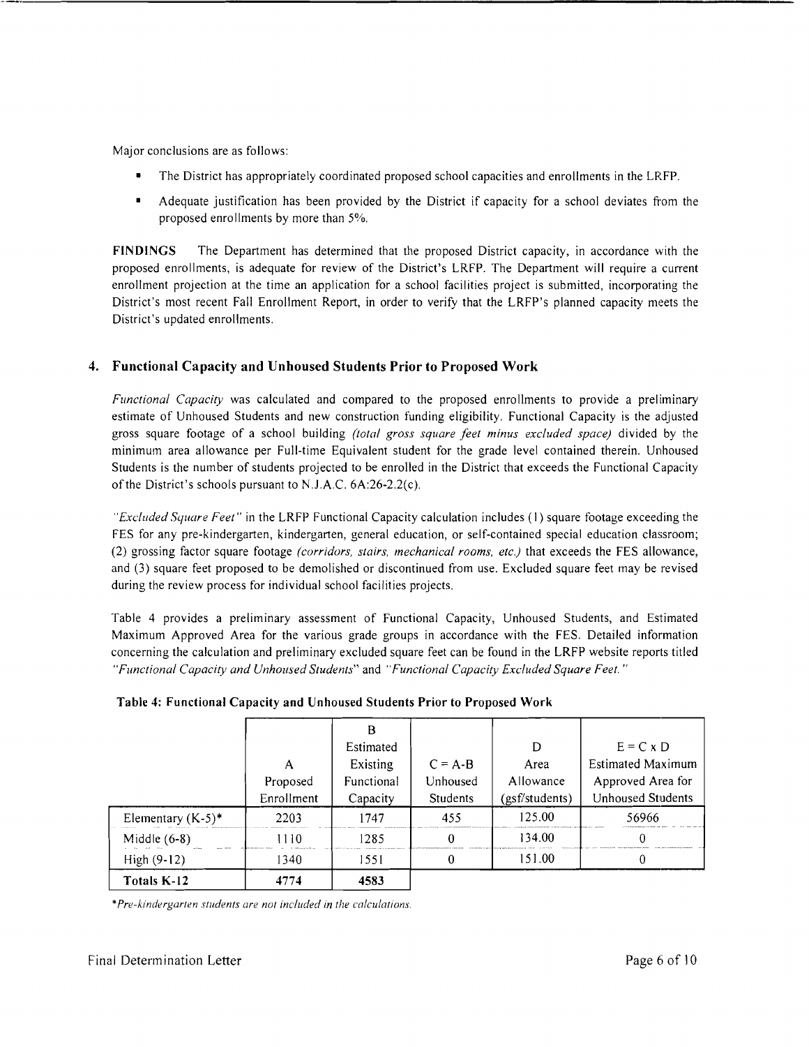Major conclusions are as follows:

- The District has appropriately coordinated proposed school capacities and enrollments in the LRFP.
- Adequate justification has been provided by the District if capacity for a school deviates from the proposed enrollments by more than 5%.

**FINDINGS** The Department has determined that the proposed District capacity, in accordance with the proposed enrollments, is adequate for review of the District's LRFP. The Department will require a current enrollment projection at the time an application for a school facilities project is submitted, incorporating the District's most recent Fall Enrollment Report, in order to verify that the LRFP's planned capacity meets the District's updated enrollments.

## 4. Functional Capacity and Unhoused Students Prior to Proposed Work

*Functional Capacity* was calculated and compared to the proposed enrollments to provide a preliminary estimate of Unhoused Students and new construction funding eligibility. Functional Capacity is the adjusted gross square footage of a school building *(total gross square feet minus excluded space)* divided by the minimum area allowance per Full-time Equivalent student for the grade level contained therein. Unhoused Students is the number of students projected to be enrolled in the District that exceeds the Functional Capacity of the District's schools pursuant to N.J.A.C. 6A:26-2.2(c).

*"Excluded Square Feet"* in the LRFP Functional Capacity calculation includes (1) square footage exceeding the FES for any pre-kindergarten, kindergarten, general education, or self-contained special education classroom; (2) grossing factor square footage *(corridors, stairs, mechanical rooms, etc.)* that exceeds the FES allowance, and (3) square feet proposed to be demolished or discontinued from use. Excluded square feet may be revised during the review process for individual school facilities projects.

Table 4 provides a preliminary assessment of Functional Capacity, Unhoused Students, and Estimated Maximum Approved Area for the various grade groups in accordance with the FES. Detailed information concerning the calculation and preliminary excluded square feet can be found in the LRFP website reports titled *"Functional Capacity and Unhoused Students"* and *"Functional Capacity Excluded Square Feet."*

**Table 4: Functional Capacity and Unhoused Students Prior to Proposed Work**

| | A<br>Proposed Enrollment | B<br>Estimated Existing Functional Capacity | C = A-B<br>Unhoused Students | D<br>Area Allowance (gsf/students) | E = C x D<br>Estimated Maximum Approved Area for Unhoused Students |
|---|---|---|---|---|---|
| Elementary (K-5)* | 2203 | 1747 | 455 | 125.00 | 56966 |
| Middle (6-8) | 1110 | 1285 | 0 | 134.00 | 0 |
| High (9-12) | 1340 | 1551 | 0 | 151.00 | 0 |
| **Totals K-12** | **4774** | **4583** | | | |

*\*Pre-kindergarten students are not included in the calculations.*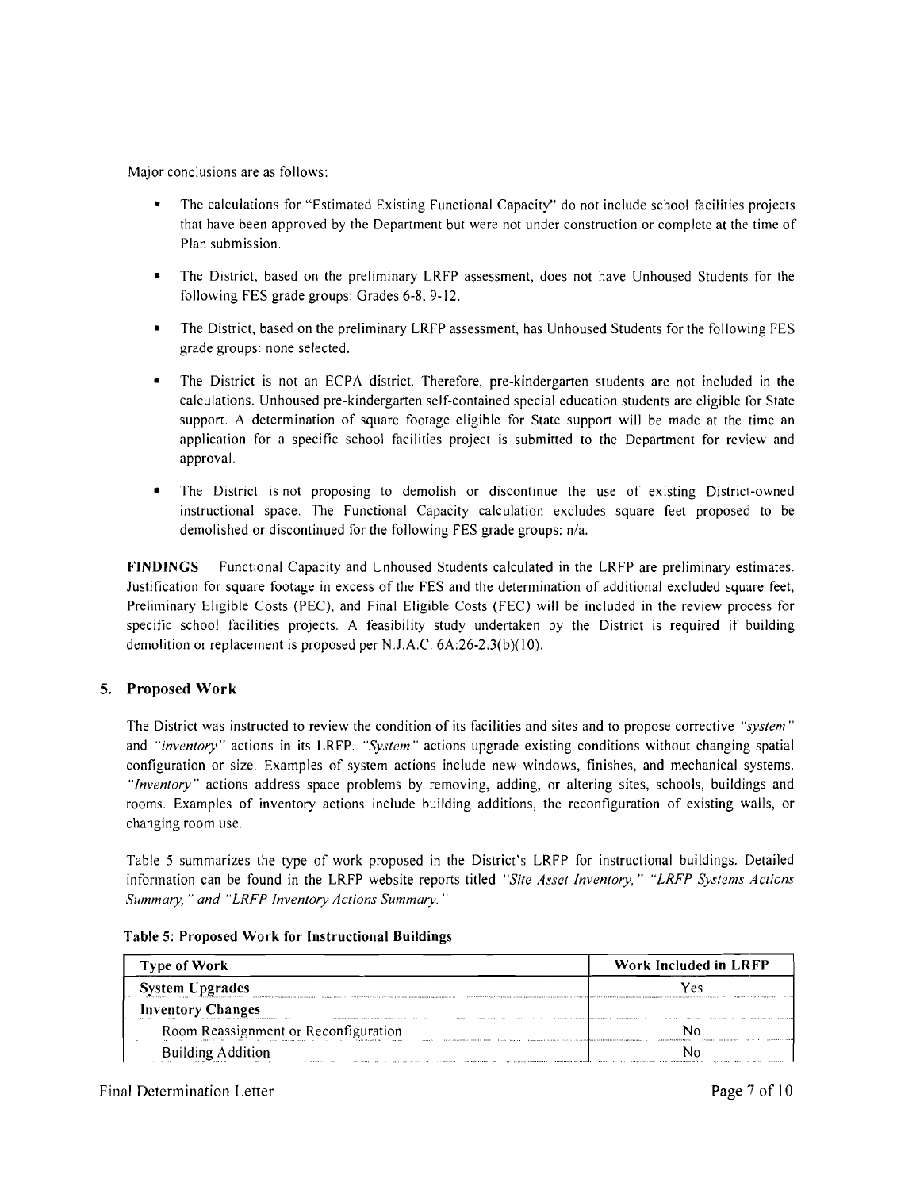Major conclusions are as follows:

- The calculations for "Estimated Existing Functional Capacity" do not include school facilities projects that have been approved by the Department but were not under construction or complete at the time of Plan submission.
- The District, based on the preliminary LRFP assessment, does not have Unhoused Students for the following FES grade groups: Grades 6-8, 9-12.
- The District, based on the preliminary LRFP assessment, has Unhoused Students for the following FES grade groups: none selected.
- The District is not an ECPA district. Therefore, pre-kindergarten students are not included in the calculations. Unhoused pre-kindergarten self-contained special education students are eligible for State support. A determination of square footage eligible for State support will be made at the time an application for a specific school facilities project is submitted to the Department for review and approval.
- The District is not proposing to demolish or discontinue the use of existing District-owned instructional space. The Functional Capacity calculation excludes square feet proposed to be demolished or discontinued for the following FES grade groups: n/a.

**FINDINGS** Functional Capacity and Unhoused Students calculated in the LRFP are preliminary estimates. Justification for square footage in excess of the FES and the determination of additional excluded square feet, Preliminary Eligible Costs (PEC), and Final Eligible Costs (FEC) will be included in the review process for specific school facilities projects. A feasibility study undertaken by the District is required if building demolition or replacement is proposed per N.J.A.C. 6A:26-2.3(b)(10).

## 5. Proposed Work

The District was instructed to review the condition of its facilities and sites and to propose corrective *"system"* and *"inventory"* actions in its LRFP. *"System"* actions upgrade existing conditions without changing spatial configuration or size. Examples of system actions include new windows, finishes, and mechanical systems. *"Inventory"* actions address space problems by removing, adding, or altering sites, schools, buildings and rooms. Examples of inventory actions include building additions, the reconfiguration of existing walls, or changing room use.

Table 5 summarizes the type of work proposed in the District's LRFP for instructional buildings. Detailed information can be found in the LRFP website reports titled *"Site Asset Inventory," "LRFP Systems Actions Summary," and "LRFP Inventory Actions Summary."*

**Table 5: Proposed Work for Instructional Buildings**

| Type of Work | Work Included in LRFP |
|---|---|
| **System Upgrades** | Yes |
| **Inventory Changes** | |
| Room Reassignment or Reconfiguration | No |
| Building Addition | No |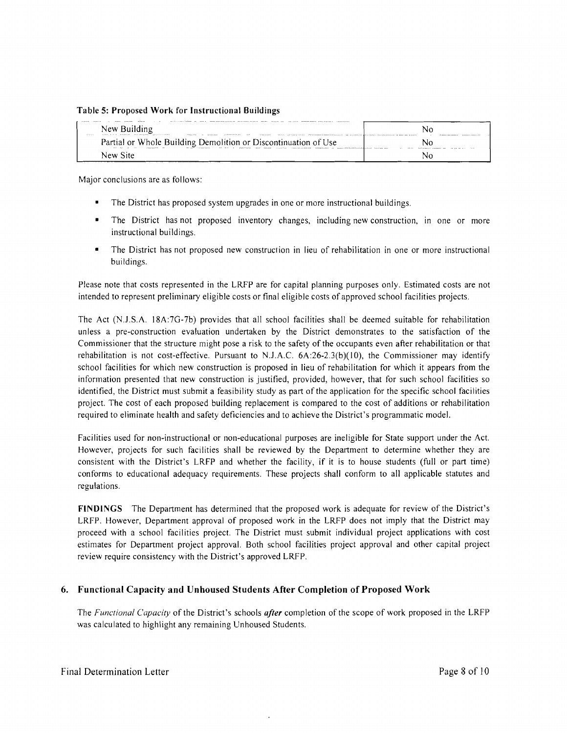**Table 5: Proposed Work for Instructional Buildings**

| | |
|---|---|
| New Building | No |
| Partial or Whole Building Demolition or Discontinuation of Use | No |
| New Site | No |

Major conclusions are as follows:

- The District has proposed system upgrades in one or more instructional buildings.
- The District has not proposed inventory changes, including new construction, in one or more instructional buildings.
- The District has not proposed new construction in lieu of rehabilitation in one or more instructional buildings.

Please note that costs represented in the LRFP are for capital planning purposes only. Estimated costs are not intended to represent preliminary eligible costs or final eligible costs of approved school facilities projects.

The Act (N.J.S.A. 18A:7G-7b) provides that all school facilities shall be deemed suitable for rehabilitation unless a pre-construction evaluation undertaken by the District demonstrates to the satisfaction of the Commissioner that the structure might pose a risk to the safety of the occupants even after rehabilitation or that rehabilitation is not cost-effective. Pursuant to N.J.A.C. 6A:26-2.3(b)(10), the Commissioner may identify school facilities for which new construction is proposed in lieu of rehabilitation for which it appears from the information presented that new construction is justified, provided, however, that for such school facilities so identified, the District must submit a feasibility study as part of the application for the specific school facilities project. The cost of each proposed building replacement is compared to the cost of additions or rehabilitation required to eliminate health and safety deficiencies and to achieve the District's programmatic model.

Facilities used for non-instructional or non-educational purposes are ineligible for State support under the Act. However, projects for such facilities shall be reviewed by the Department to determine whether they are consistent with the District's LRFP and whether the facility, if it is to house students (full or part time) conforms to educational adequacy requirements. These projects shall conform to all applicable statutes and regulations.

**FINDINGS** The Department has determined that the proposed work is adequate for review of the District's LRFP. However, Department approval of proposed work in the LRFP does not imply that the District may proceed with a school facilities project. The District must submit individual project applications with cost estimates for Department project approval. Both school facilities project approval and other capital project review require consistency with the District's approved LRFP.

## 6. Functional Capacity and Unhoused Students After Completion of Proposed Work

The *Functional Capacity* of the District's schools ***after*** completion of the scope of work proposed in the LRFP was calculated to highlight any remaining Unhoused Students.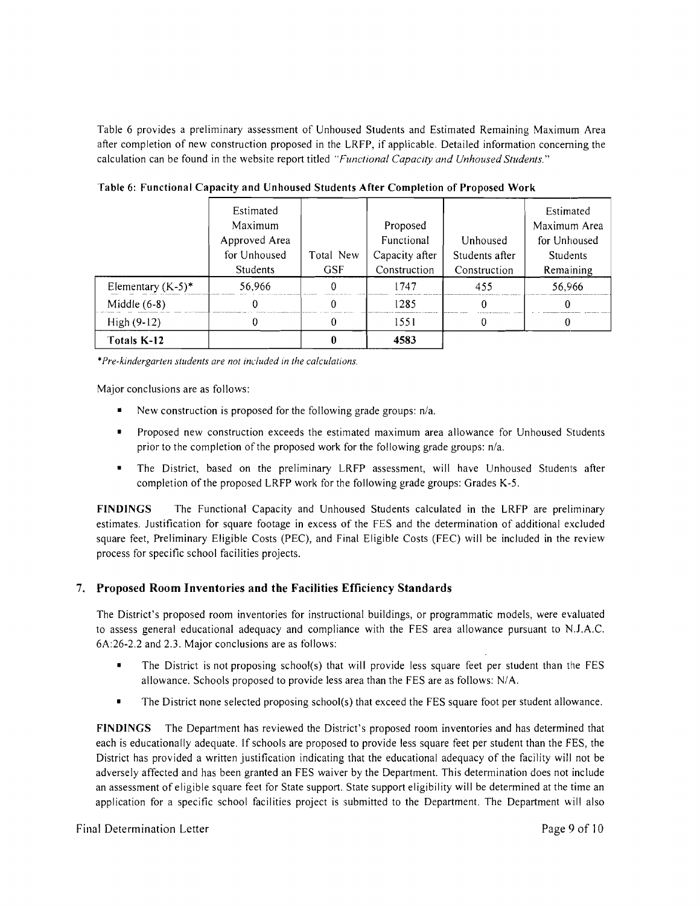Table 6 provides a preliminary assessment of Unhoused Students and Estimated Remaining Maximum Area after completion of new construction proposed in the LRFP, if applicable. Detailed information concerning the calculation can be found in the website report titled *"Functional Capacity and Unhoused Students."*

**Table 6: Functional Capacity and Unhoused Students After Completion of Proposed Work**

| | Estimated Maximum Approved Area for Unhoused Students | Total New GSF | Proposed Functional Capacity after Construction | Unhoused Students after Construction | Estimated Maximum Area for Unhoused Students Remaining |
|---|---|---|---|---|---|
| Elementary (K-5)* | 56,966 | 0 | 1747 | 455 | 56,966 |
| Middle (6-8) | 0 | 0 | 1285 | 0 | 0 |
| High (9-12) | 0 | 0 | 1551 | 0 | 0 |
| **Totals K-12** | | **0** | **4583** | | |

*\*Pre-kindergarten students are not included in the calculations.*

Major conclusions are as follows:

- New construction is proposed for the following grade groups: n/a.
- Proposed new construction exceeds the estimated maximum area allowance for Unhoused Students prior to the completion of the proposed work for the following grade groups: n/a.
- The District, based on the preliminary LRFP assessment, will have Unhoused Students after completion of the proposed LRFP work for the following grade groups: Grades K-5.

**FINDINGS** The Functional Capacity and Unhoused Students calculated in the LRFP are preliminary estimates. Justification for square footage in excess of the FES and the determination of additional excluded square feet, Preliminary Eligible Costs (PEC), and Final Eligible Costs (FEC) will be included in the review process for specific school facilities projects.

## 7. Proposed Room Inventories and the Facilities Efficiency Standards

The District's proposed room inventories for instructional buildings, or programmatic models, were evaluated to assess general educational adequacy and compliance with the FES area allowance pursuant to N.J.A.C. 6A:26-2.2 and 2.3. Major conclusions are as follows:

- The District is not proposing school(s) that will provide less square feet per student than the FES allowance. Schools proposed to provide less area than the FES are as follows: N/A.
- The District none selected proposing school(s) that exceed the FES square foot per student allowance.

**FINDINGS** The Department has reviewed the District's proposed room inventories and has determined that each is educationally adequate. If schools are proposed to provide less square feet per student than the FES, the District has provided a written justification indicating that the educational adequacy of the facility will not be adversely affected and has been granted an FES waiver by the Department. This determination does not include an assessment of eligible square feet for State support. State support eligibility will be determined at the time an application for a specific school facilities project is submitted to the Department. The Department will also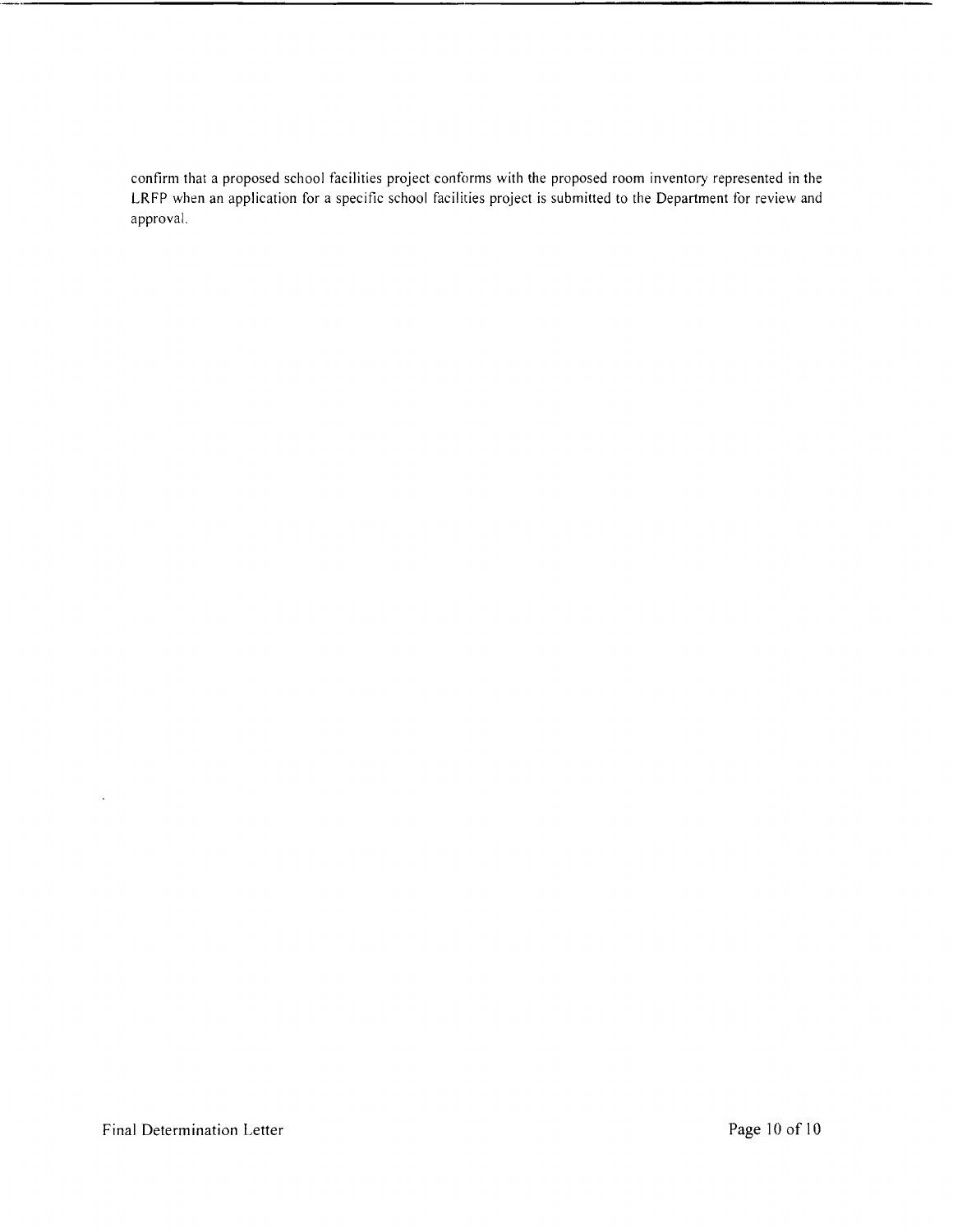confirm that a proposed school facilities project conforms with the proposed room inventory represented in the LRFP when an application for a specific school facilities project is submitted to the Department for review and approval.